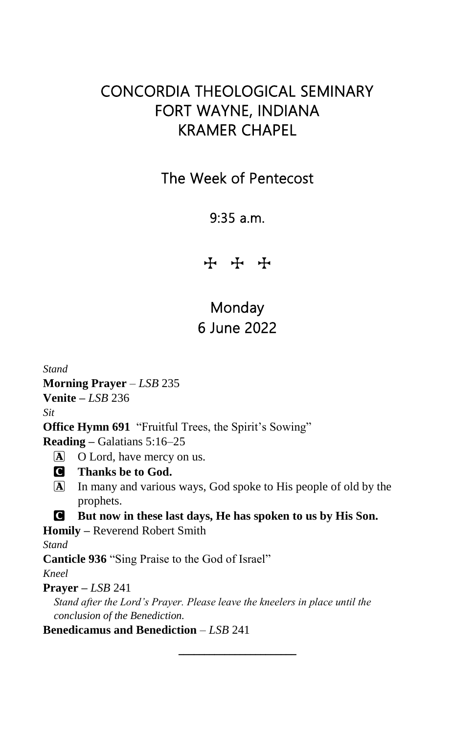# CONCORDIA THEOLOGICAL SEMINARY
# FORT WAYNE, INDIANA
# KRAMER CHAPEL

## The Week of Pentecost

9:35 a.m.

✠ ✠ ✠

## Monday
## 6 June 2022

*Stand*

**Morning Prayer** – *LSB* 235

**Venite –** *LSB* 236

*Sit*

**Office Hymn 691** "Fruitful Trees, the Spirit's Sowing"

**Reading –** Galatians 5:16–25

- Ⓐ O Lord, have mercy on us.
- Ⓒ **Thanks be to God.**
- Ⓐ In many and various ways, God spoke to His people of old by the prophets.
- Ⓒ **But now in these last days, He has spoken to us by His Son.**

**Homily –** Reverend Robert Smith

*Stand*

**Canticle 936** "Sing Praise to the God of Israel"

*Kneel*

**Prayer –** *LSB* 241

*Stand after the Lord's Prayer. Please leave the kneelers in place until the conclusion of the Benediction.*

**Benedicamus and Benediction** – *LSB* 241

---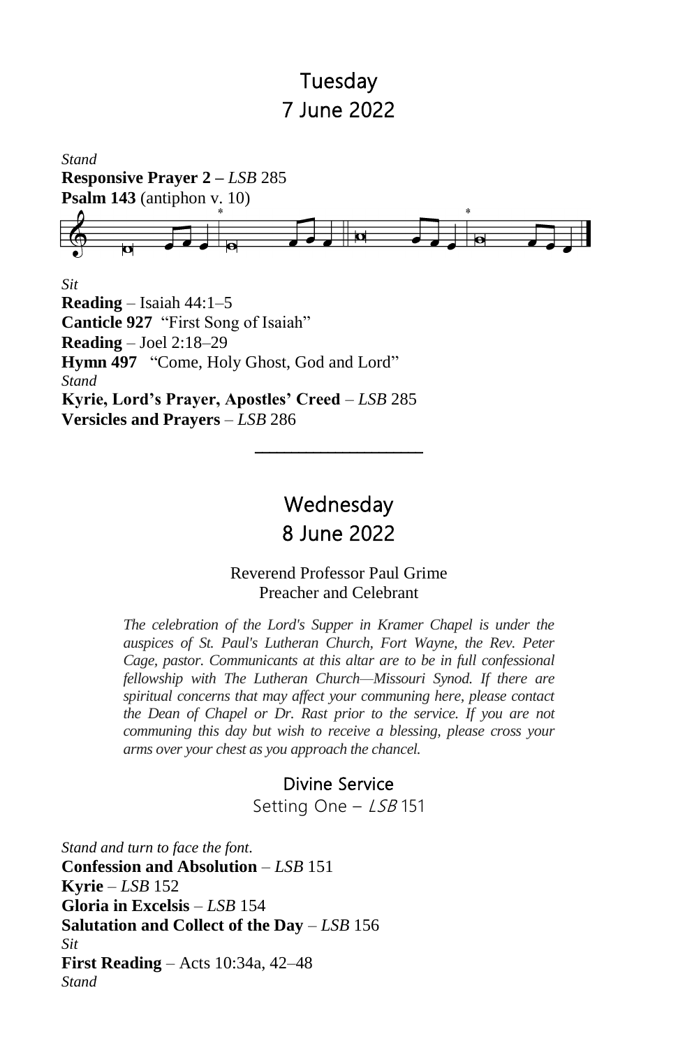## Tuesday
## 7 June 2022

*Stand*
**Responsive Prayer 2 –** ***LSB*** **285**
**Psalm 143** (antiphon v. 10)

*Sit*
**Reading** – Isaiah 44:1–5
**Canticle 927** "First Song of Isaiah"
**Reading** – Joel 2:18–29
**Hymn 497** "Come, Holy Ghost, God and Lord"
*Stand*
**Kyrie, Lord's Prayer, Apostles' Creed** – *LSB* 285
**Versicles and Prayers** – *LSB* 286

---

## Wednesday
## 8 June 2022

Reverend Professor Paul Grime
Preacher and Celebrant

*The celebration of the Lord's Supper in Kramer Chapel is under the auspices of St. Paul's Lutheran Church, Fort Wayne, the Rev. Peter Cage, pastor. Communicants at this altar are to be in full confessional fellowship with The Lutheran Church—Missouri Synod. If there are spiritual concerns that may affect your communing here, please contact the Dean of Chapel or Dr. Rast prior to the service. If you are not communing this day but wish to receive a blessing, please cross your arms over your chest as you approach the chancel.*

### Divine Service
Setting One – *LSB* 151

*Stand and turn to face the font.*
**Confession and Absolution** – *LSB* 151
**Kyrie** – *LSB* 152
**Gloria in Excelsis** – *LSB* 154
**Salutation and Collect of the Day** – *LSB* 156
*Sit*
**First Reading** – Acts 10:34a, 42–48
*Stand*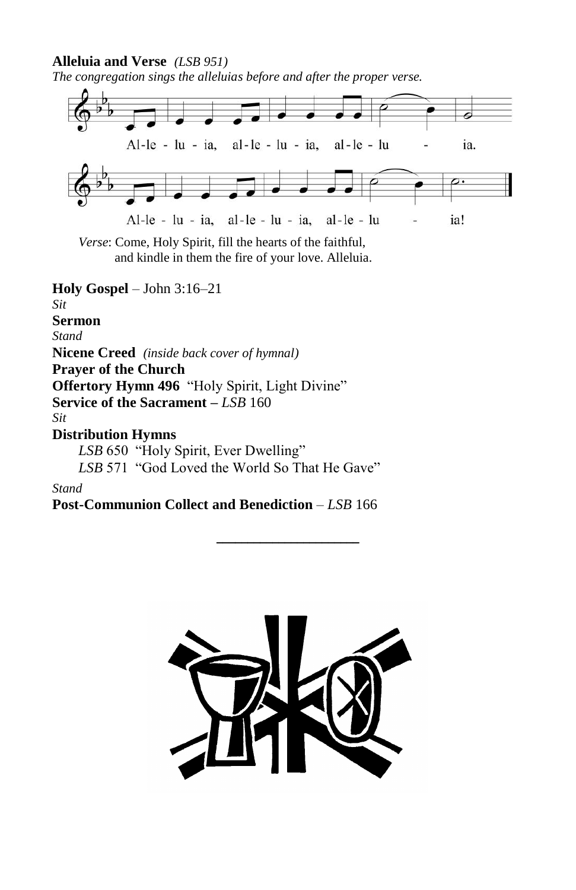**Alleluia and Verse** *(LSB 951)*

*The congregation sings the alleluias before and after the proper verse.*

Al-le - lu - ia, al-le - lu - ia, al-le - lu - ia.

Al-le - lu - ia, al-le - lu - ia, al-le - lu - ia!

*Verse*: Come, Holy Spirit, fill the hearts of the faithful,
and kindle in them the fire of your love. Alleluia.

**Holy Gospel** – John 3:16–21

*Sit*

**Sermon**

*Stand*

**Nicene Creed** *(inside back cover of hymnal)*

**Prayer of the Church**

**Offertory Hymn 496** "Holy Spirit, Light Divine"

**Service of the Sacrament –** *LSB* 160

*Sit*

**Distribution Hymns**

*LSB* 650 "Holy Spirit, Ever Dwelling"

*LSB* 571 "God Loved the World So That He Gave"

*Stand*

**Post-Communion Collect and Benediction** – *LSB* 166

---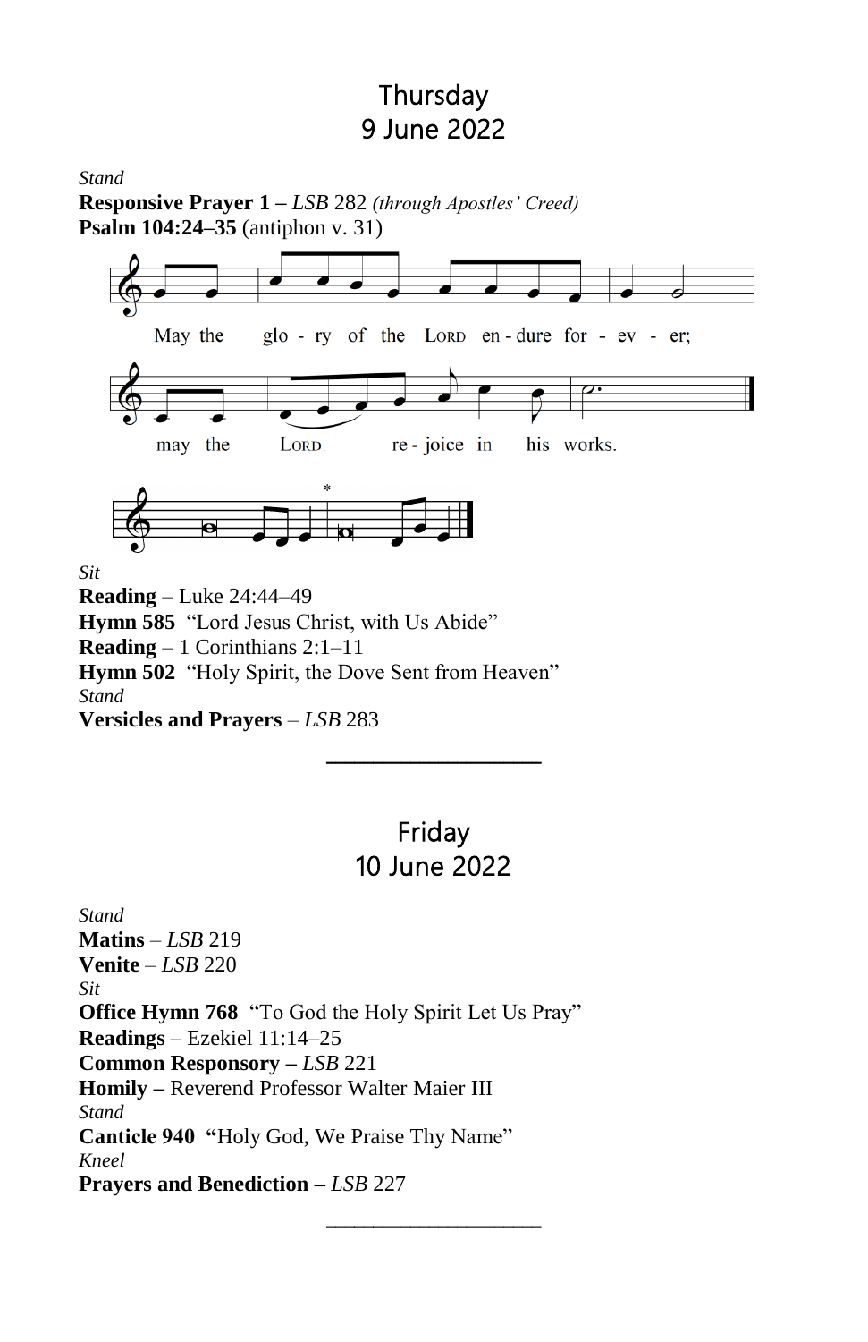## Thursday
## 9 June 2022

*Stand*

**Responsive Prayer 1 –** *LSB* 282 *(through Apostles' Creed)*

**Psalm 104:24–35** (antiphon v. 31)

May the glo - ry of the LORD en - dure for - ev - er;

may the LORD re - joice in his works.

*Sit*

**Reading** – Luke 24:44–49

**Hymn 585** "Lord Jesus Christ, with Us Abide"

**Reading** – 1 Corinthians 2:1–11

**Hymn 502** "Holy Spirit, the Dove Sent from Heaven"

*Stand*

**Versicles and Prayers** – *LSB* 283

---

## Friday
## 10 June 2022

*Stand*

**Matins** – *LSB* 219

**Venite** – *LSB* 220

*Sit*

**Office Hymn 768** "To God the Holy Spirit Let Us Pray"

**Readings** – Ezekiel 11:14–25

**Common Responsory –** *LSB* 221

**Homily –** Reverend Professor Walter Maier III

*Stand*

**Canticle 940 "**Holy God, We Praise Thy Name"

*Kneel*

**Prayers and Benediction –** *LSB* 227

---